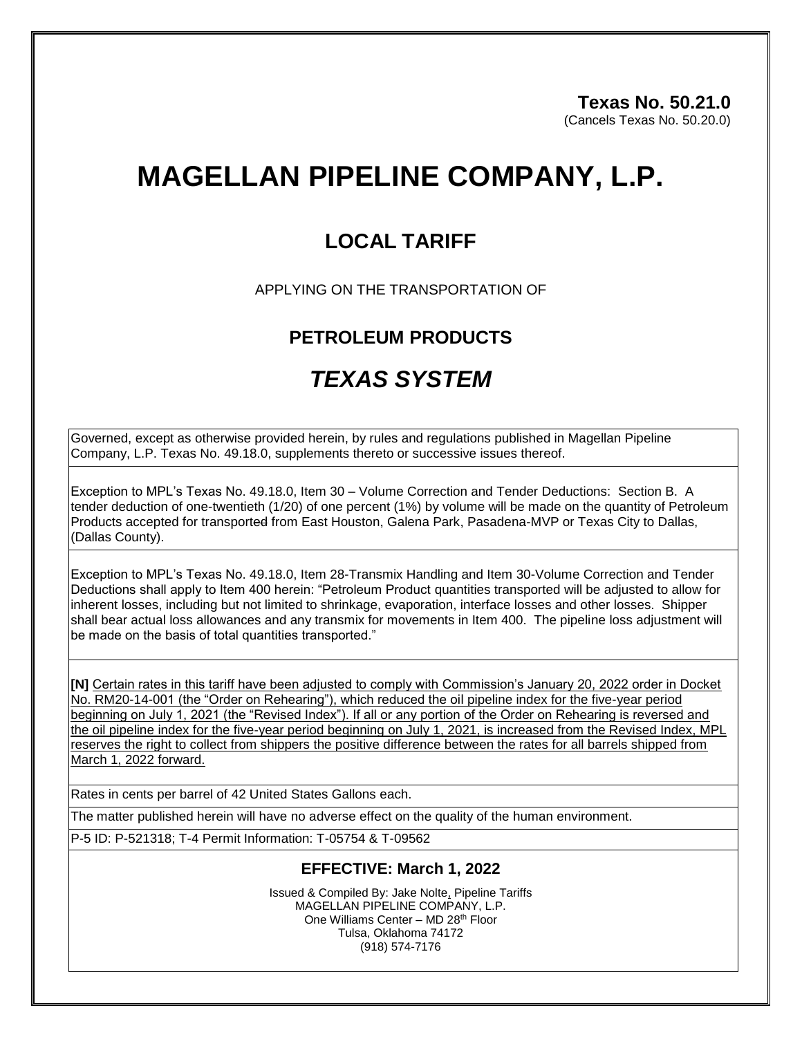**Texas No. 50.21.0**
(Cancels Texas No. 50.20.0)

# MAGELLAN PIPELINE COMPANY, L.P.

## LOCAL TARIFF

APPLYING ON THE TRANSPORTATION OF

### PETROLEUM PRODUCTS

## *TEXAS SYSTEM*

Governed, except as otherwise provided herein, by rules and regulations published in Magellan Pipeline Company, L.P. Texas No. 49.18.0, supplements thereto or successive issues thereof.

Exception to MPL's Texas No. 49.18.0, Item 30 – Volume Correction and Tender Deductions: Section B. A tender deduction of one-twentieth (1/20) of one percent (1%) by volume will be made on the quantity of Petroleum Products accepted for transported from East Houston, Galena Park, Pasadena-MVP or Texas City to Dallas, (Dallas County).

Exception to MPL's Texas No. 49.18.0, Item 28-Transmix Handling and Item 30-Volume Correction and Tender Deductions shall apply to Item 400 herein: "Petroleum Product quantities transported will be adjusted to allow for inherent losses, including but not limited to shrinkage, evaporation, interface losses and other losses. Shipper shall bear actual loss allowances and any transmix for movements in Item 400. The pipeline loss adjustment will be made on the basis of total quantities transported."

**[N]** Certain rates in this tariff have been adjusted to comply with Commission's January 20, 2022 order in Docket No. RM20-14-001 (the "Order on Rehearing"), which reduced the oil pipeline index for the five-year period beginning on July 1, 2021 (the "Revised Index"). If all or any portion of the Order on Rehearing is reversed and the oil pipeline index for the five-year period beginning on July 1, 2021, is increased from the Revised Index, MPL reserves the right to collect from shippers the positive difference between the rates for all barrels shipped from March 1, 2022 forward.

Rates in cents per barrel of 42 United States Gallons each.

The matter published herein will have no adverse effect on the quality of the human environment.

P-5 ID: P-521318; T-4 Permit Information: T-05754 & T-09562

### EFFECTIVE: March 1, 2022

Issued & Compiled By: Jake Nolte, Pipeline Tariffs
MAGELLAN PIPELINE COMPANY, L.P.
One Williams Center – MD 28th Floor
Tulsa, Oklahoma 74172
(918) 574-7176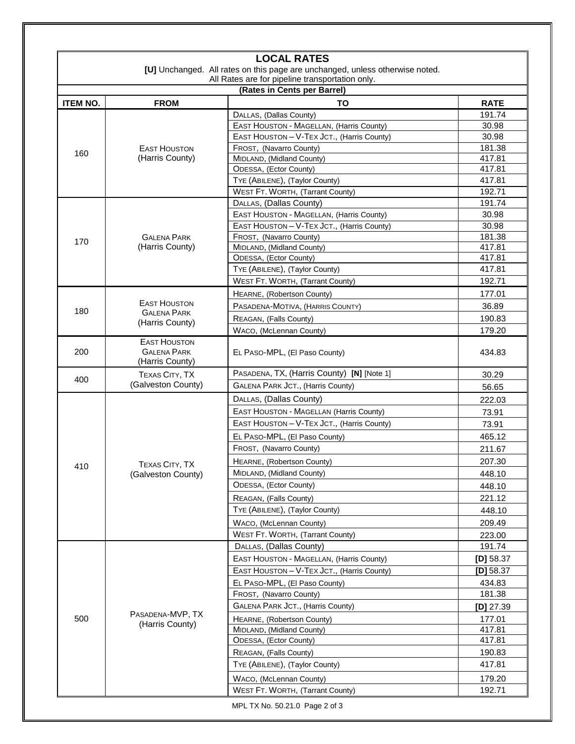## LOCAL RATES

**[U]** Unchanged. All rates on this page are unchanged, unless otherwise noted.
All Rates are for pipeline transportation only.

**(Rates in Cents per Barrel)**

| ITEM NO. | FROM | TO | RATE |
|---|---|---|---|
| 160 | EAST HOUSTON (Harris County) | DALLAS, (Dallas County) | 191.74 |
| | | EAST HOUSTON - MAGELLAN, (Harris County) | 30.98 |
| | | EAST HOUSTON – V-TEX JCT., (Harris County) | 30.98 |
| | | FROST, (Navarro County) | 181.38 |
| | | MIDLAND, (Midland County) | 417.81 |
| | | ODESSA, (Ector County) | 417.81 |
| | | TYE (ABILENE), (Taylor County) | 417.81 |
| | | WEST FT. WORTH, (Tarrant County) | 192.71 |
| 170 | GALENA PARK (Harris County) | DALLAS, (Dallas County) | 191.74 |
| | | EAST HOUSTON - MAGELLAN, (Harris County) | 30.98 |
| | | EAST HOUSTON – V-TEX JCT., (Harris County) | 30.98 |
| | | FROST, (Navarro County) | 181.38 |
| | | MIDLAND, (Midland County) | 417.81 |
| | | ODESSA, (Ector County) | 417.81 |
| | | TYE (ABILENE), (Taylor County) | 417.81 |
| | | WEST FT. WORTH, (Tarrant County) | 192.71 |
| 180 | EAST HOUSTON GALENA PARK (Harris County) | HEARNE, (Robertson County) | 177.01 |
| | | PASADENA-MOTIVA, (HARRIS COUNTY) | 36.89 |
| | | REAGAN, (Falls County) | 190.83 |
| | | WACO, (McLennan County) | 179.20 |
| 200 | EAST HOUSTON GALENA PARK (Harris County) | EL PASO-MPL, (El Paso County) | 434.83 |
| 400 | TEXAS CITY, TX (Galveston County) | PASADENA, TX, (Harris County) **[N]** [Note 1] | 30.29 |
| | | GALENA PARK JCT., (Harris County) | 56.65 |
| 410 | TEXAS CITY, TX (Galveston County) | DALLAS, (Dallas County) | 222.03 |
| | | EAST HOUSTON - MAGELLAN (Harris County) | 73.91 |
| | | EAST HOUSTON – V-TEX JCT., (Harris County) | 73.91 |
| | | EL PASO-MPL, (El Paso County) | 465.12 |
| | | FROST, (Navarro County) | 211.67 |
| | | HEARNE, (Robertson County) | 207.30 |
| | | MIDLAND, (Midland County) | 448.10 |
| | | ODESSA, (Ector County) | 448.10 |
| | | REAGAN, (Falls County) | 221.12 |
| | | TYE (ABILENE), (Taylor County) | 448.10 |
| | | WACO, (McLennan County) | 209.49 |
| | | WEST FT. WORTH, (Tarrant County) | 223.00 |
| 500 | PASADENA-MVP, TX (Harris County) | DALLAS, (Dallas County) | 191.74 |
| | | EAST HOUSTON - MAGELLAN, (Harris County) | **[D]** 58.37 |
| | | EAST HOUSTON – V-TEX JCT., (Harris County) | **[D]** 58.37 |
| | | EL PASO-MPL, (El Paso County) | 434.83 |
| | | FROST, (Navarro County) | 181.38 |
| | | GALENA PARK JCT., (Harris County) | **[D]** 27.39 |
| | | HEARNE, (Robertson County) | 177.01 |
| | | MIDLAND, (Midland County) | 417.81 |
| | | ODESSA, (Ector County) | 417.81 |
| | | REAGAN, (Falls County) | 190.83 |
| | | TYE (ABILENE), (Taylor County) | 417.81 |
| | | WACO, (McLennan County) | 179.20 |
| | | WEST FT. WORTH, (Tarrant County) | 192.71 |

MPL TX No. 50.21.0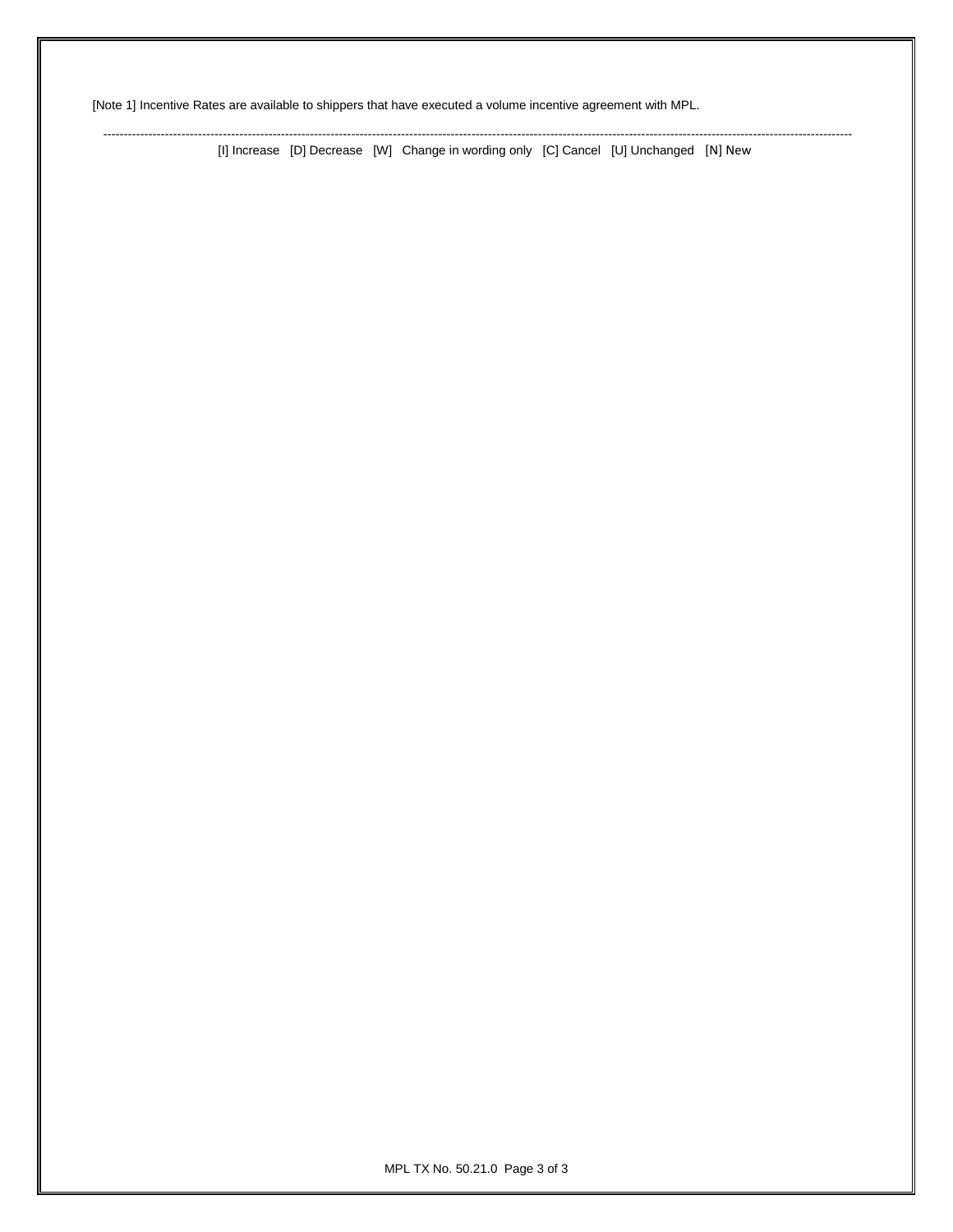[Note 1] Incentive Rates are available to shippers that have executed a volume incentive agreement with MPL.

---

[I] Increase [D] Decrease [W] Change in wording only [C] Cancel [U] Unchanged [N] New